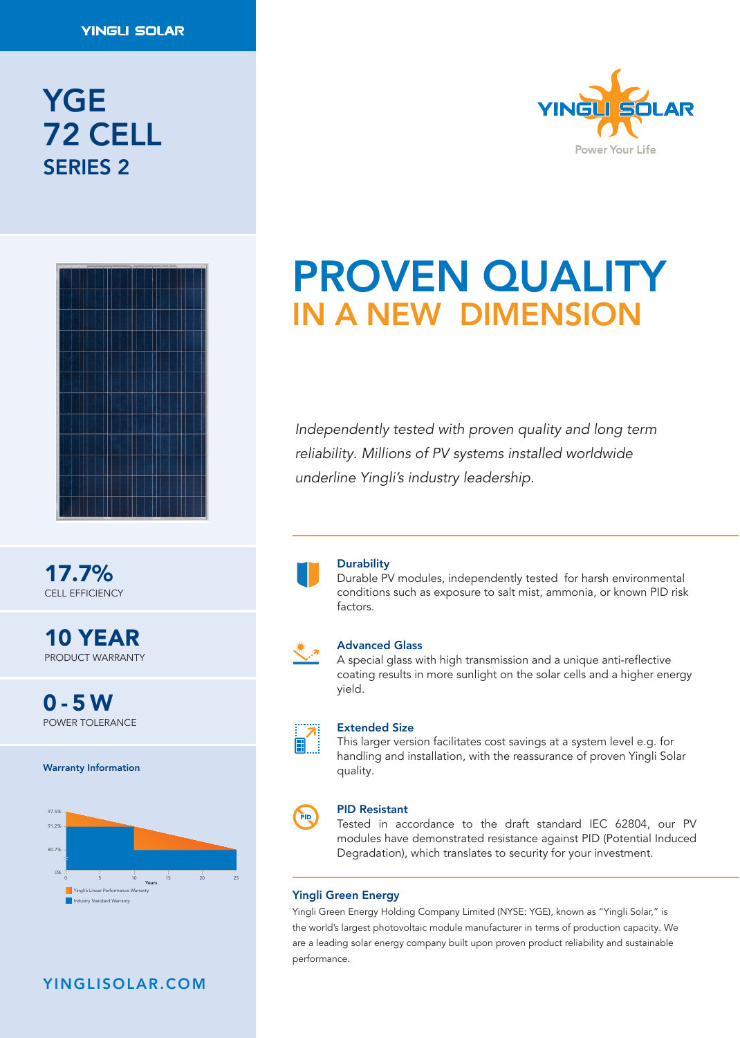YINGLI SOLAR

# YGE 72 CELL
## SERIES 2

YINGLI SOLAR
Power Your Life

# PROVEN QUALITY
## IN A NEW DIMENSION

*Independently tested with proven quality and long term reliability. Millions of PV systems installed worldwide underline Yingli's industry leadership.*

**17.7%**
CELL EFFICIENCY

**10 YEAR**
PRODUCT WARRANTY

**0 - 5 W**
POWER TOLERANCE

**Warranty Information**

97.5%
91.2%
80.7%
0%
0
5
10
15
20
25
Years
Yingli's Linear Performance Warranty
Industry Standard Warranty

### Durability
Durable PV modules, independently tested for harsh environmental conditions such as exposure to salt mist, ammonia, or known PID risk factors.

### Advanced Glass
A special glass with high transmission and a unique anti-reflective coating results in more sunlight on the solar cells and a higher energy yield.

### Extended Size
This larger version facilitates cost savings at a system level e.g. for handling and installation, with the reassurance of proven Yingli Solar quality.

### PID Resistant
Tested in accordance to the draft standard IEC 62804, our PV modules have demonstrated resistance against PID (Potential Induced Degradation), which translates to security for your investment.

### Yingli Green Energy
Yingli Green Energy Holding Company Limited (NYSE: YGE), known as "Yingli Solar," is the world's largest photovoltaic module manufacturer in terms of production capacity. We are a leading solar energy company built upon proven product reliability and sustainable performance.

YINGLISOLAR.COM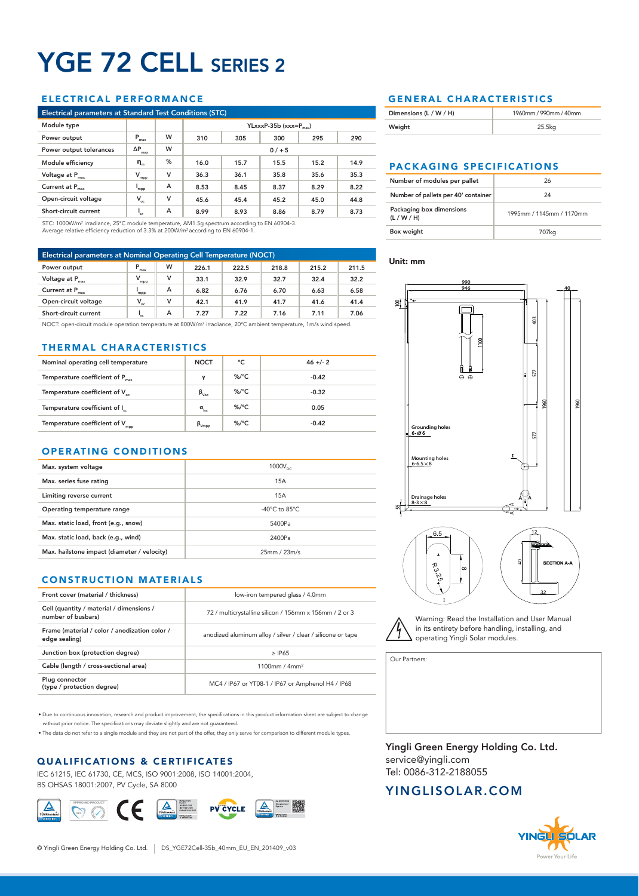# YGE 72 CELL SERIES 2

## ELECTRICAL PERFORMANCE

| Electrical parameters at Standard Test Conditions (STC) | | | | | | | |
|---|---|---|---|---|---|---|---|
| Module type | | | YLxxxP-35b (xxx=$P_{max}$) | | | | |
| Power output | $P_{max}$ | W | 310 | 305 | 300 | 295 | 290 |
| Power output tolerances | $\Delta P_{max}$ | W | 0 / + 5 | | | | |
| Module efficiency | $\eta_m$ | % | 16.0 | 15.7 | 15.5 | 15.2 | 14.9 |
| Voltage at $P_{max}$ | $V_{mpp}$ | V | 36.3 | 36.1 | 35.8 | 35.6 | 35.3 |
| Current at $P_{max}$ | $I_{mpp}$ | A | 8.53 | 8.45 | 8.37 | 8.29 | 8.22 |
| Open-circuit voltage | $V_{oc}$ | V | 45.6 | 45.4 | 45.2 | 45.0 | 44.8 |
| Short-circuit current | $I_{sc}$ | A | 8.99 | 8.93 | 8.86 | 8.79 | 8.73 |

STC: 1000W/m² irradiance, 25°C module temperature, AM1.5g spectrum according to EN 60904-3.
Average relative efficiency reduction of 3.3% at 200W/m² according to EN 60904-1.

| Electrical parameters at Nominal Operating Cell Temperature (NOCT) | | | | | | | |
|---|---|---|---|---|---|---|---|
| Power output | $P_{max}$ | W | 226.1 | 222.5 | 218.8 | 215.2 | 211.5 |
| Voltage at $P_{max}$ | $V_{mpp}$ | V | 33.1 | 32.9 | 32.7 | 32.4 | 32.2 |
| Current at $P_{max}$ | $I_{mpp}$ | A | 6.82 | 6.76 | 6.70 | 6.63 | 6.58 |
| Open-circuit voltage | $V_{oc}$ | V | 42.1 | 41.9 | 41.7 | 41.6 | 41.4 |
| Short-circuit current | $I_{sc}$ | A | 7.27 | 7.22 | 7.16 | 7.11 | 7.06 |

NOCT: open-circuit module operation temperature at 800W/m² irradiance, 20°C ambient temperature, 1m/s wind speed.

## THERMAL CHARACTERISTICS

| | | | |
|---|---|---|---|
| Nominal operating cell temperature | NOCT | °C | 46 +/- 2 |
| Temperature coefficient of $P_{max}$ | γ | %/°C | -0.42 |
| Temperature coefficient of $V_{oc}$ | $\beta_{Voc}$ | %/°C | -0.32 |
| Temperature coefficient of $I_{sc}$ | $\alpha_{Isc}$ | %/°C | 0.05 |
| Temperature coefficient of $V_{mpp}$ | $\beta_{Vmpp}$ | %/°C | -0.42 |

## OPERATING CONDITIONS

| | |
|---|---|
| Max. system voltage | $1000V_{DC}$ |
| Max. series fuse rating | 15A |
| Limiting reverse current | 15A |
| Operating temperature range | -40°C to 85°C |
| Max. static load, front (e.g., snow) | 5400Pa |
| Max. static load, back (e.g., wind) | 2400Pa |
| Max. hailstone impact (diameter / velocity) | 25mm / 23m/s |

## CONSTRUCTION MATERIALS

| | |
|---|---|
| Front cover (material / thickness) | low-iron tempered glass / 4.0mm |
| Cell (quantity / material / dimensions / number of busbars) | 72 / multicrystalline silicon / 156mm x 156mm / 2 or 3 |
| Frame (material / color / anodization color / edge sealing) | anodized aluminum alloy / silver / clear / silicone or tape |
| Junction box (protection degree) | ≥ IP65 |
| Cable (length / cross-sectional area) | 1100mm / 4mm² |
| Plug connector (type / protection degree) | MC4 / IP67 or YT08-1 / IP67 or Amphenol H4 / IP68 |

- Due to continuous innovation, research and product improvement, the specifications in this product information sheet are subject to change without prior notice. The specifications may deviate slightly and are not guaranteed.
- The data do not refer to a single module and they are not part of the offer, they only serve for comparison to different module types.

## QUALIFICATIONS & CERTIFICATES

IEC 61215, IEC 61730, CE, MCS, ISO 9001:2008, ISO 14001:2004, BS OHSAS 18001:2007, PV Cycle, SA 8000

## GENERAL CHARACTERISTICS

| | |
|---|---|
| Dimensions (L / W / H) | 1960mm / 990mm / 40mm |
| Weight | 25.5kg |

## PACKAGING SPECIFICATIONS

| | |
|---|---|
| Number of modules per pallet | 26 |
| Number of pallets per 40' container | 24 |
| Packaging box dimensions (L / W / H) | 1995mm / 1145mm / 1170mm |
| Box weight | 707kg |

Unit: mm

990
946
40
100
403
1100
577
1960
577
1960
55
Grounding holes 6-Ø6
Mounting holes 6-6.5×8
Drainage holes 8-3×8
A
A
I
6.5
R3.25
8
I
12
40
32
SECTION A-A

Warning: Read the Installation and User Manual in its entirety before handling, installing, and operating Yingli Solar modules.

Our Partners:

**Yingli Green Energy Holding Co. Ltd.**
service@yingli.com
Tel: 0086-312-2188055

**YINGLISOLAR.COM**

YINGLI SOLAR
Power Your Life

© Yingli Green Energy Holding Co. Ltd. | DS_YGE72Cell-35b_40mm_EU_EN_201409_v03